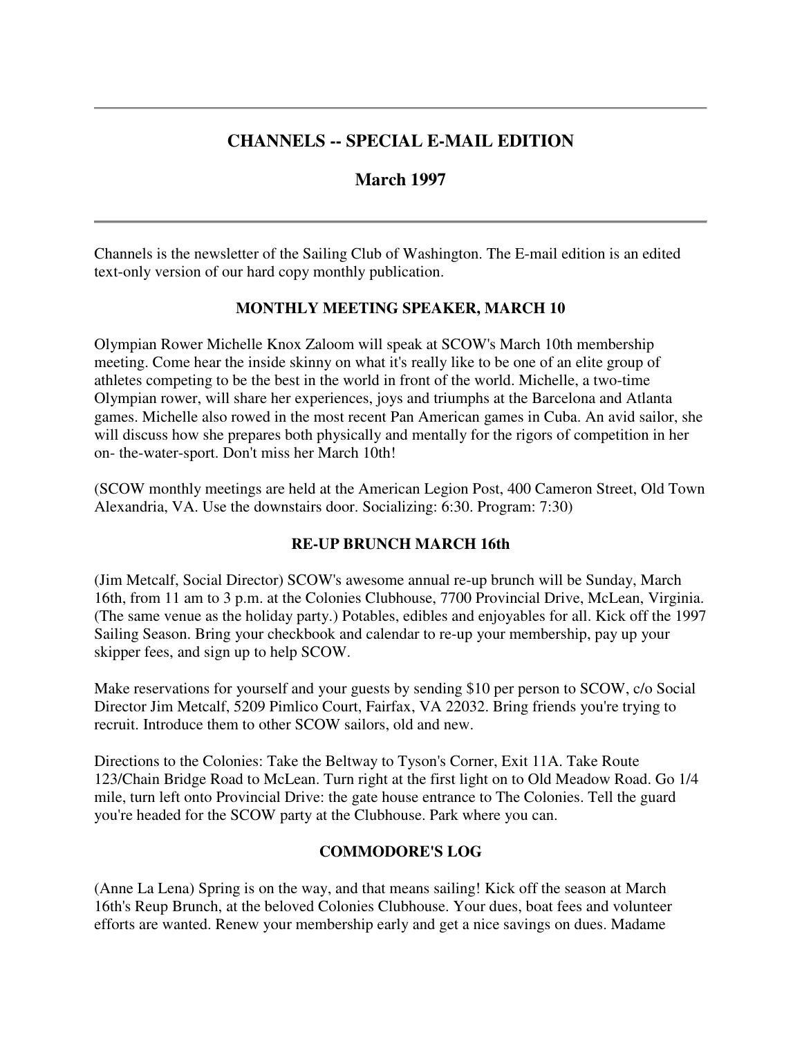---

# CHANNELS -- SPECIAL E-MAIL EDITION

## March 1997

---

Channels is the newsletter of the Sailing Club of Washington. The E-mail edition is an edited text-only version of our hard copy monthly publication.

### MONTHLY MEETING SPEAKER, MARCH 10

Olympian Rower Michelle Knox Zaloom will speak at SCOW's March 10th membership meeting. Come hear the inside skinny on what it's really like to be one of an elite group of athletes competing to be the best in the world in front of the world. Michelle, a two-time Olympian rower, will share her experiences, joys and triumphs at the Barcelona and Atlanta games. Michelle also rowed in the most recent Pan American games in Cuba. An avid sailor, she will discuss how she prepares both physically and mentally for the rigors of competition in her on- the-water-sport. Don't miss her March 10th!

(SCOW monthly meetings are held at the American Legion Post, 400 Cameron Street, Old Town Alexandria, VA. Use the downstairs door. Socializing: 6:30. Program: 7:30)

### RE-UP BRUNCH MARCH 16th

(Jim Metcalf, Social Director) SCOW's awesome annual re-up brunch will be Sunday, March 16th, from 11 am to 3 p.m. at the Colonies Clubhouse, 7700 Provincial Drive, McLean, Virginia. (The same venue as the holiday party.) Potables, edibles and enjoyables for all. Kick off the 1997 Sailing Season. Bring your checkbook and calendar to re-up your membership, pay up your skipper fees, and sign up to help SCOW.

Make reservations for yourself and your guests by sending $10 per person to SCOW, c/o Social Director Jim Metcalf, 5209 Pimlico Court, Fairfax, VA 22032. Bring friends you're trying to recruit. Introduce them to other SCOW sailors, old and new.

Directions to the Colonies: Take the Beltway to Tyson's Corner, Exit 11A. Take Route 123/Chain Bridge Road to McLean. Turn right at the first light on to Old Meadow Road. Go 1/4 mile, turn left onto Provincial Drive: the gate house entrance to The Colonies. Tell the guard you're headed for the SCOW party at the Clubhouse. Park where you can.

### COMMODORE'S LOG

(Anne La Lena) Spring is on the way, and that means sailing! Kick off the season at March 16th's Reup Brunch, at the beloved Colonies Clubhouse. Your dues, boat fees and volunteer efforts are wanted. Renew your membership early and get a nice savings on dues. Madame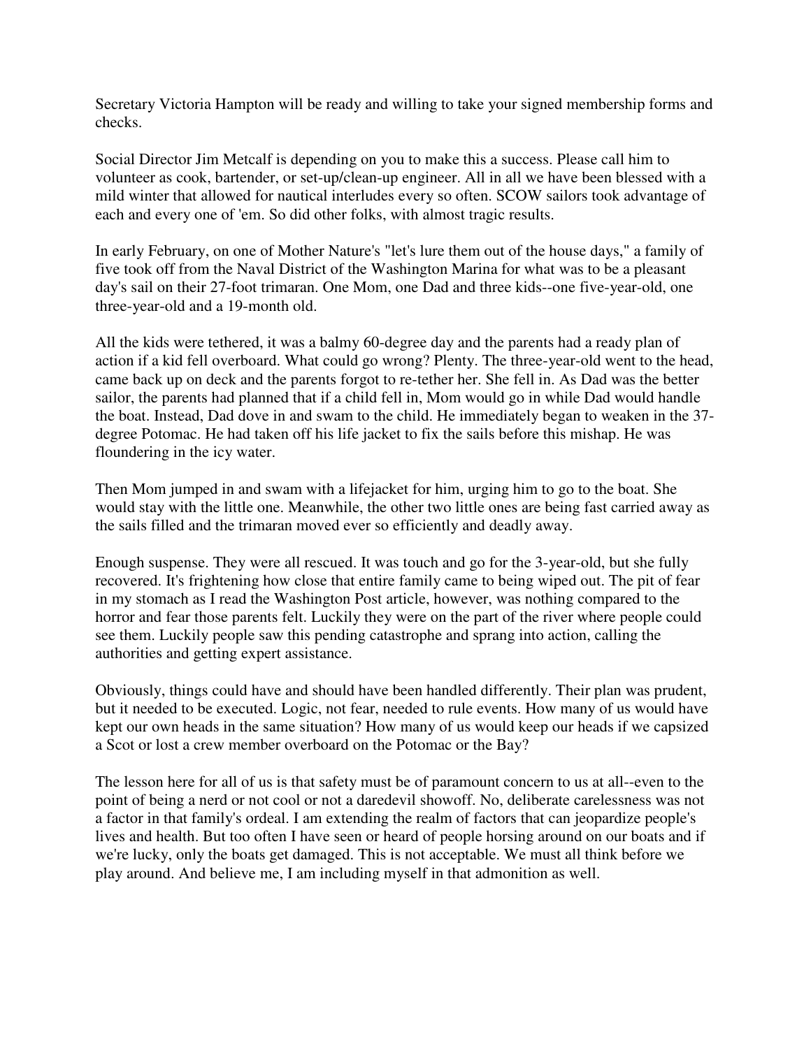Secretary Victoria Hampton will be ready and willing to take your signed membership forms and checks.

Social Director Jim Metcalf is depending on you to make this a success. Please call him to volunteer as cook, bartender, or set-up/clean-up engineer. All in all we have been blessed with a mild winter that allowed for nautical interludes every so often. SCOW sailors took advantage of each and every one of 'em. So did other folks, with almost tragic results.

In early February, on one of Mother Nature's "let's lure them out of the house days," a family of five took off from the Naval District of the Washington Marina for what was to be a pleasant day's sail on their 27-foot trimaran. One Mom, one Dad and three kids--one five-year-old, one three-year-old and a 19-month old.

All the kids were tethered, it was a balmy 60-degree day and the parents had a ready plan of action if a kid fell overboard. What could go wrong? Plenty. The three-year-old went to the head, came back up on deck and the parents forgot to re-tether her. She fell in. As Dad was the better sailor, the parents had planned that if a child fell in, Mom would go in while Dad would handle the boat. Instead, Dad dove in and swam to the child. He immediately began to weaken in the 37-degree Potomac. He had taken off his life jacket to fix the sails before this mishap. He was floundering in the icy water.

Then Mom jumped in and swam with a lifejacket for him, urging him to go to the boat. She would stay with the little one. Meanwhile, the other two little ones are being fast carried away as the sails filled and the trimaran moved ever so efficiently and deadly away.

Enough suspense. They were all rescued. It was touch and go for the 3-year-old, but she fully recovered. It's frightening how close that entire family came to being wiped out. The pit of fear in my stomach as I read the Washington Post article, however, was nothing compared to the horror and fear those parents felt. Luckily they were on the part of the river where people could see them. Luckily people saw this pending catastrophe and sprang into action, calling the authorities and getting expert assistance.

Obviously, things could have and should have been handled differently. Their plan was prudent, but it needed to be executed. Logic, not fear, needed to rule events. How many of us would have kept our own heads in the same situation? How many of us would keep our heads if we capsized a Scot or lost a crew member overboard on the Potomac or the Bay?

The lesson here for all of us is that safety must be of paramount concern to us at all--even to the point of being a nerd or not cool or not a daredevil showoff. No, deliberate carelessness was not a factor in that family's ordeal. I am extending the realm of factors that can jeopardize people's lives and health. But too often I have seen or heard of people horsing around on our boats and if we're lucky, only the boats get damaged. This is not acceptable. We must all think before we play around. And believe me, I am including myself in that admonition as well.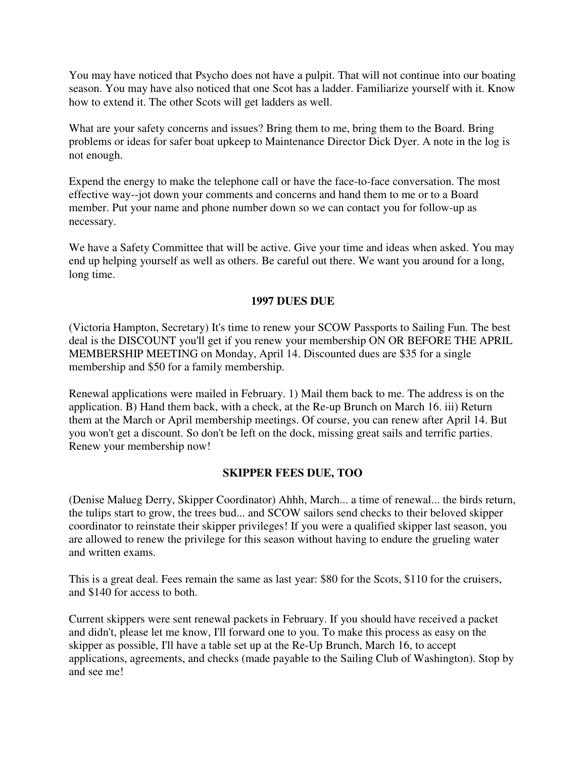You may have noticed that Psycho does not have a pulpit. That will not continue into our boating season. You may have also noticed that one Scot has a ladder. Familiarize yourself with it. Know how to extend it. The other Scots will get ladders as well.

What are your safety concerns and issues? Bring them to me, bring them to the Board. Bring problems or ideas for safer boat upkeep to Maintenance Director Dick Dyer. A note in the log is not enough.

Expend the energy to make the telephone call or have the face-to-face conversation. The most effective way--jot down your comments and concerns and hand them to me or to a Board member. Put your name and phone number down so we can contact you for follow-up as necessary.

We have a Safety Committee that will be active. Give your time and ideas when asked. You may end up helping yourself as well as others. Be careful out there. We want you around for a long, long time.

## 1997 DUES DUE

(Victoria Hampton, Secretary) It's time to renew your SCOW Passports to Sailing Fun. The best deal is the DISCOUNT you'll get if you renew your membership ON OR BEFORE THE APRIL MEMBERSHIP MEETING on Monday, April 14. Discounted dues are $35 for a single membership and $50 for a family membership.

Renewal applications were mailed in February. 1) Mail them back to me. The address is on the application. B) Hand them back, with a check, at the Re-up Brunch on March 16. iii) Return them at the March or April membership meetings. Of course, you can renew after April 14. But you won't get a discount. So don't be left on the dock, missing great sails and terrific parties. Renew your membership now!

## SKIPPER FEES DUE, TOO

(Denise Malueg Derry, Skipper Coordinator) Ahhh, March... a time of renewal... the birds return, the tulips start to grow, the trees bud... and SCOW sailors send checks to their beloved skipper coordinator to reinstate their skipper privileges! If you were a qualified skipper last season, you are allowed to renew the privilege for this season without having to endure the grueling water and written exams.

This is a great deal. Fees remain the same as last year: $80 for the Scots, $110 for the cruisers, and $140 for access to both.

Current skippers were sent renewal packets in February. If you should have received a packet and didn't, please let me know, I'll forward one to you. To make this process as easy on the skipper as possible, I'll have a table set up at the Re-Up Brunch, March 16, to accept applications, agreements, and checks (made payable to the Sailing Club of Washington). Stop by and see me!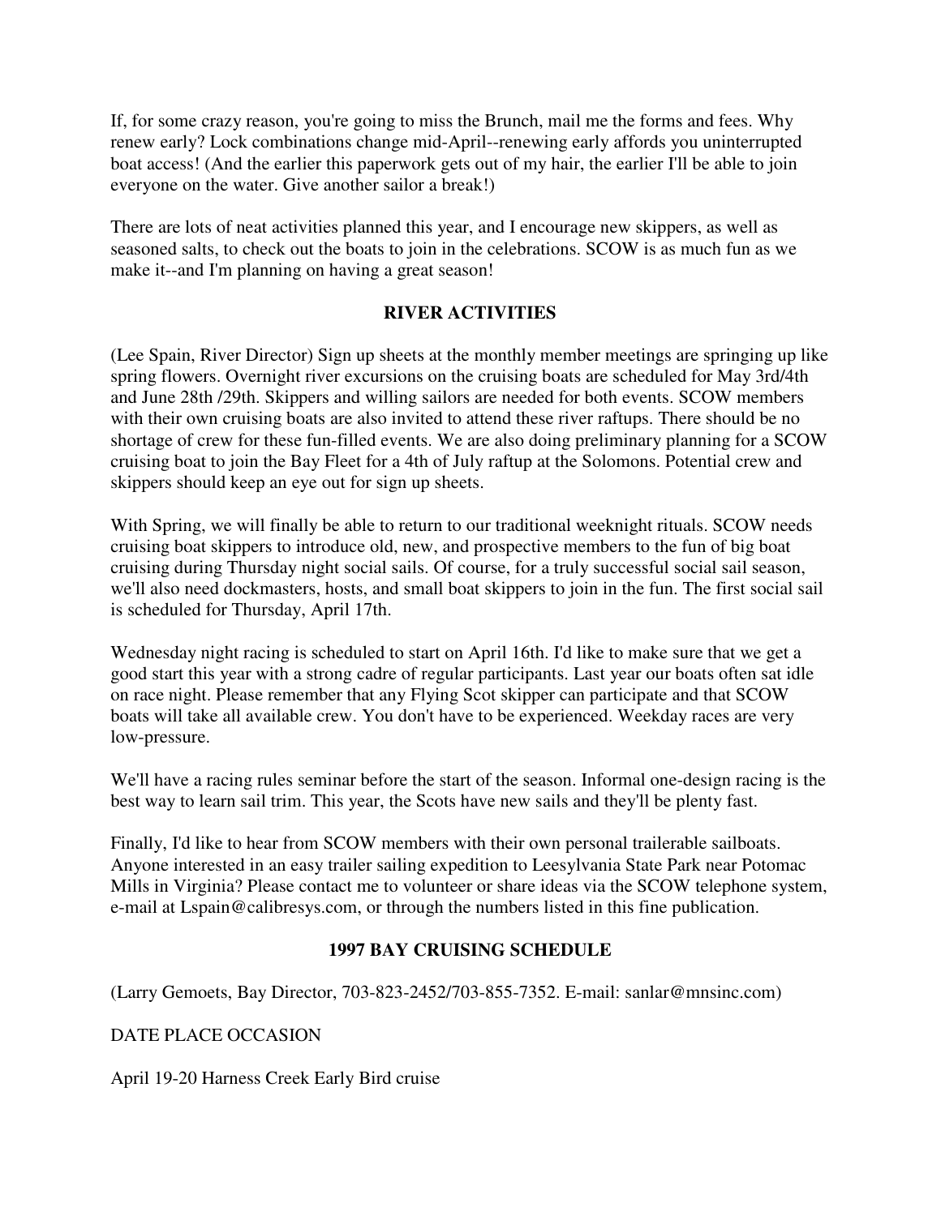If, for some crazy reason, you're going to miss the Brunch, mail me the forms and fees. Why renew early? Lock combinations change mid-April--renewing early affords you uninterrupted boat access! (And the earlier this paperwork gets out of my hair, the earlier I'll be able to join everyone on the water. Give another sailor a break!)

There are lots of neat activities planned this year, and I encourage new skippers, as well as seasoned salts, to check out the boats to join in the celebrations. SCOW is as much fun as we make it--and I'm planning on having a great season!

## RIVER ACTIVITIES

(Lee Spain, River Director) Sign up sheets at the monthly member meetings are springing up like spring flowers. Overnight river excursions on the cruising boats are scheduled for May 3rd/4th and June 28th /29th. Skippers and willing sailors are needed for both events. SCOW members with their own cruising boats are also invited to attend these river raftups. There should be no shortage of crew for these fun-filled events. We are also doing preliminary planning for a SCOW cruising boat to join the Bay Fleet for a 4th of July raftup at the Solomons. Potential crew and skippers should keep an eye out for sign up sheets.

With Spring, we will finally be able to return to our traditional weeknight rituals. SCOW needs cruising boat skippers to introduce old, new, and prospective members to the fun of big boat cruising during Thursday night social sails. Of course, for a truly successful social sail season, we'll also need dockmasters, hosts, and small boat skippers to join in the fun. The first social sail is scheduled for Thursday, April 17th.

Wednesday night racing is scheduled to start on April 16th. I'd like to make sure that we get a good start this year with a strong cadre of regular participants. Last year our boats often sat idle on race night. Please remember that any Flying Scot skipper can participate and that SCOW boats will take all available crew. You don't have to be experienced. Weekday races are very low-pressure.

We'll have a racing rules seminar before the start of the season. Informal one-design racing is the best way to learn sail trim. This year, the Scots have new sails and they'll be plenty fast.

Finally, I'd like to hear from SCOW members with their own personal trailerable sailboats. Anyone interested in an easy trailer sailing expedition to Leesylvania State Park near Potomac Mills in Virginia? Please contact me to volunteer or share ideas via the SCOW telephone system, e-mail at Lspain@calibresys.com, or through the numbers listed in this fine publication.

## 1997 BAY CRUISING SCHEDULE

(Larry Gemoets, Bay Director, 703-823-2452/703-855-7352. E-mail: sanlar@mnsinc.com)

DATE PLACE OCCASION

April 19-20 Harness Creek Early Bird cruise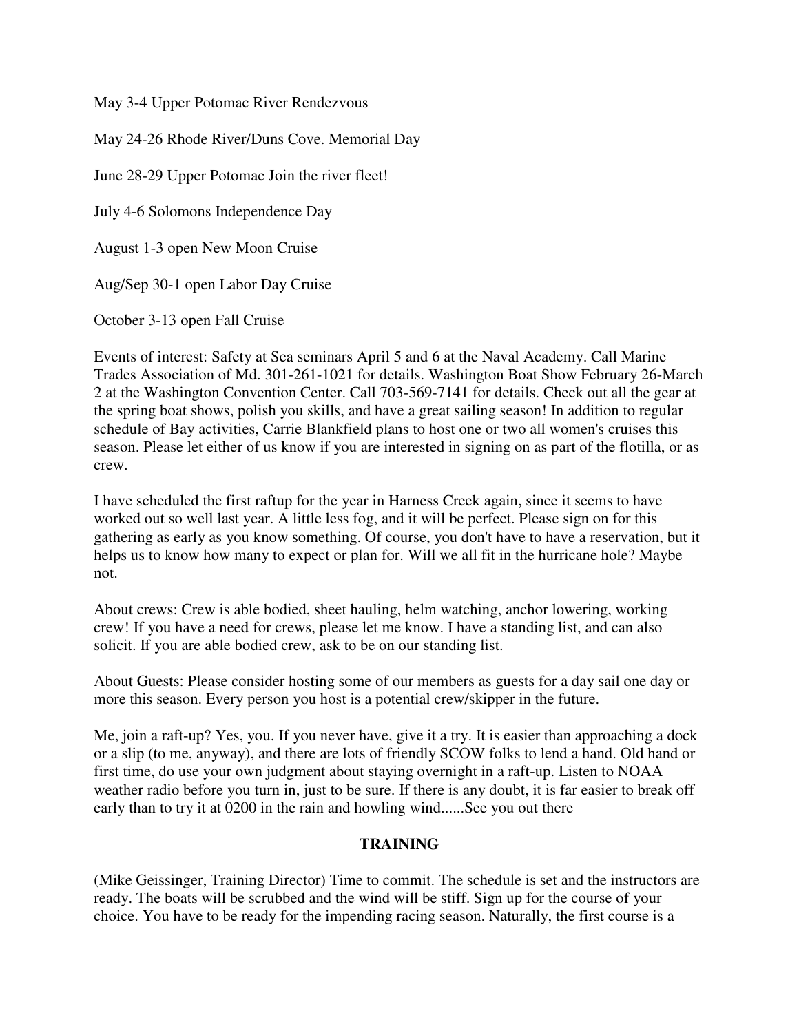May 3-4 Upper Potomac River Rendezvous

May 24-26 Rhode River/Duns Cove. Memorial Day

June 28-29 Upper Potomac Join the river fleet!

July 4-6 Solomons Independence Day

August 1-3 open New Moon Cruise

Aug/Sep 30-1 open Labor Day Cruise

October 3-13 open Fall Cruise

Events of interest: Safety at Sea seminars April 5 and 6 at the Naval Academy. Call Marine Trades Association of Md. 301-261-1021 for details. Washington Boat Show February 26-March 2 at the Washington Convention Center. Call 703-569-7141 for details. Check out all the gear at the spring boat shows, polish you skills, and have a great sailing season! In addition to regular schedule of Bay activities, Carrie Blankfield plans to host one or two all women's cruises this season. Please let either of us know if you are interested in signing on as part of the flotilla, or as crew.

I have scheduled the first raftup for the year in Harness Creek again, since it seems to have worked out so well last year. A little less fog, and it will be perfect. Please sign on for this gathering as early as you know something. Of course, you don't have to have a reservation, but it helps us to know how many to expect or plan for. Will we all fit in the hurricane hole? Maybe not.

About crews: Crew is able bodied, sheet hauling, helm watching, anchor lowering, working crew! If you have a need for crews, please let me know. I have a standing list, and can also solicit. If you are able bodied crew, ask to be on our standing list.

About Guests: Please consider hosting some of our members as guests for a day sail one day or more this season. Every person you host is a potential crew/skipper in the future.

Me, join a raft-up? Yes, you. If you never have, give it a try. It is easier than approaching a dock or a slip (to me, anyway), and there are lots of friendly SCOW folks to lend a hand. Old hand or first time, do use your own judgment about staying overnight in a raft-up. Listen to NOAA weather radio before you turn in, just to be sure. If there is any doubt, it is far easier to break off early than to try it at 0200 in the rain and howling wind......See you out there

## TRAINING

(Mike Geissinger, Training Director) Time to commit. The schedule is set and the instructors are ready. The boats will be scrubbed and the wind will be stiff. Sign up for the course of your choice. You have to be ready for the impending racing season. Naturally, the first course is a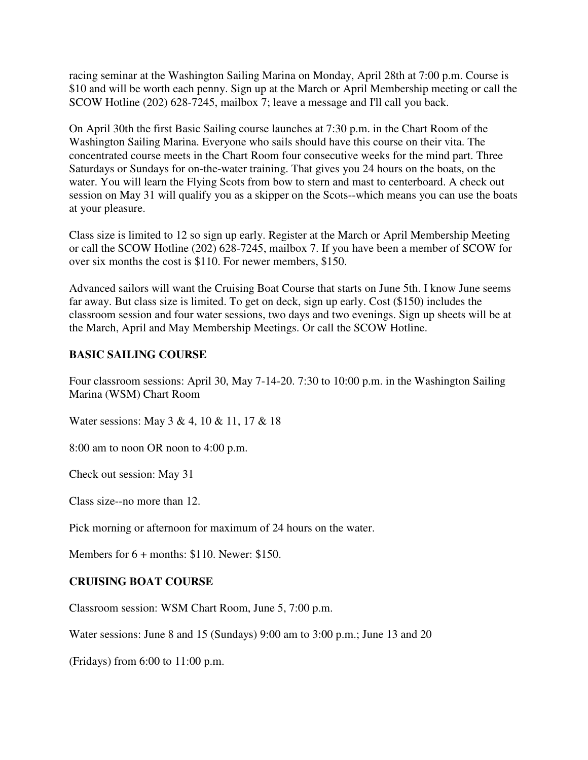racing seminar at the Washington Sailing Marina on Monday, April 28th at 7:00 p.m. Course is $10 and will be worth each penny. Sign up at the March or April Membership meeting or call the SCOW Hotline (202) 628-7245, mailbox 7; leave a message and I'll call you back.

On April 30th the first Basic Sailing course launches at 7:30 p.m. in the Chart Room of the Washington Sailing Marina. Everyone who sails should have this course on their vita. The concentrated course meets in the Chart Room four consecutive weeks for the mind part. Three Saturdays or Sundays for on-the-water training. That gives you 24 hours on the boats, on the water. You will learn the Flying Scots from bow to stern and mast to centerboard. A check out session on May 31 will qualify you as a skipper on the Scots--which means you can use the boats at your pleasure.

Class size is limited to 12 so sign up early. Register at the March or April Membership Meeting or call the SCOW Hotline (202) 628-7245, mailbox 7. If you have been a member of SCOW for over six months the cost is $110. For newer members, $150.

Advanced sailors will want the Cruising Boat Course that starts on June 5th. I know June seems far away. But class size is limited. To get on deck, sign up early. Cost ($150) includes the classroom session and four water sessions, two days and two evenings. Sign up sheets will be at the March, April and May Membership Meetings. Or call the SCOW Hotline.

**BASIC SAILING COURSE**

Four classroom sessions: April 30, May 7-14-20. 7:30 to 10:00 p.m. in the Washington Sailing Marina (WSM) Chart Room

Water sessions: May 3 & 4, 10 & 11, 17 & 18

8:00 am to noon OR noon to 4:00 p.m.

Check out session: May 31

Class size--no more than 12.

Pick morning or afternoon for maximum of 24 hours on the water.

Members for 6 + months: $110. Newer: $150.

**CRUISING BOAT COURSE**

Classroom session: WSM Chart Room, June 5, 7:00 p.m.

Water sessions: June 8 and 15 (Sundays) 9:00 am to 3:00 p.m.; June 13 and 20

(Fridays) from 6:00 to 11:00 p.m.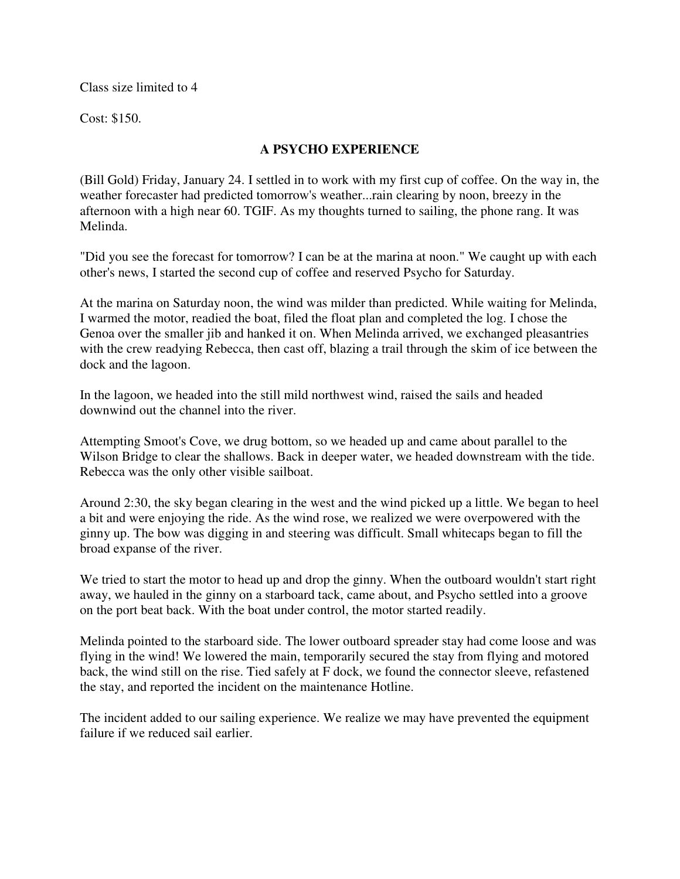Class size limited to 4

Cost: $150.

## A PSYCHO EXPERIENCE

(Bill Gold) Friday, January 24. I settled in to work with my first cup of coffee. On the way in, the weather forecaster had predicted tomorrow's weather...rain clearing by noon, breezy in the afternoon with a high near 60. TGIF. As my thoughts turned to sailing, the phone rang. It was Melinda.

"Did you see the forecast for tomorrow? I can be at the marina at noon." We caught up with each other's news, I started the second cup of coffee and reserved Psycho for Saturday.

At the marina on Saturday noon, the wind was milder than predicted. While waiting for Melinda, I warmed the motor, readied the boat, filed the float plan and completed the log. I chose the Genoa over the smaller jib and hanked it on. When Melinda arrived, we exchanged pleasantries with the crew readying Rebecca, then cast off, blazing a trail through the skim of ice between the dock and the lagoon.

In the lagoon, we headed into the still mild northwest wind, raised the sails and headed downwind out the channel into the river.

Attempting Smoot's Cove, we drug bottom, so we headed up and came about parallel to the Wilson Bridge to clear the shallows. Back in deeper water, we headed downstream with the tide. Rebecca was the only other visible sailboat.

Around 2:30, the sky began clearing in the west and the wind picked up a little. We began to heel a bit and were enjoying the ride. As the wind rose, we realized we were overpowered with the ginny up. The bow was digging in and steering was difficult. Small whitecaps began to fill the broad expanse of the river.

We tried to start the motor to head up and drop the ginny. When the outboard wouldn't start right away, we hauled in the ginny on a starboard tack, came about, and Psycho settled into a groove on the port beat back. With the boat under control, the motor started readily.

Melinda pointed to the starboard side. The lower outboard spreader stay had come loose and was flying in the wind! We lowered the main, temporarily secured the stay from flying and motored back, the wind still on the rise. Tied safely at F dock, we found the connector sleeve, refastened the stay, and reported the incident on the maintenance Hotline.

The incident added to our sailing experience. We realize we may have prevented the equipment failure if we reduced sail earlier.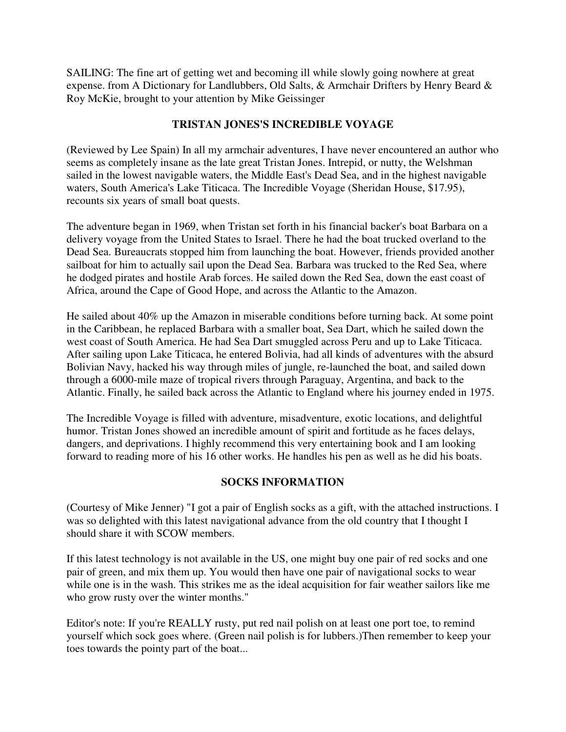SAILING: The fine art of getting wet and becoming ill while slowly going nowhere at great expense. from A Dictionary for Landlubbers, Old Salts, & Armchair Drifters by Henry Beard & Roy McKie, brought to your attention by Mike Geissinger

## TRISTAN JONES'S INCREDIBLE VOYAGE

(Reviewed by Lee Spain) In all my armchair adventures, I have never encountered an author who seems as completely insane as the late great Tristan Jones. Intrepid, or nutty, the Welshman sailed in the lowest navigable waters, the Middle East's Dead Sea, and in the highest navigable waters, South America's Lake Titicaca. The Incredible Voyage (Sheridan House, $17.95), recounts six years of small boat quests.

The adventure began in 1969, when Tristan set forth in his financial backer's boat Barbara on a delivery voyage from the United States to Israel. There he had the boat trucked overland to the Dead Sea. Bureaucrats stopped him from launching the boat. However, friends provided another sailboat for him to actually sail upon the Dead Sea. Barbara was trucked to the Red Sea, where he dodged pirates and hostile Arab forces. He sailed down the Red Sea, down the east coast of Africa, around the Cape of Good Hope, and across the Atlantic to the Amazon.

He sailed about 40% up the Amazon in miserable conditions before turning back. At some point in the Caribbean, he replaced Barbara with a smaller boat, Sea Dart, which he sailed down the west coast of South America. He had Sea Dart smuggled across Peru and up to Lake Titicaca. After sailing upon Lake Titicaca, he entered Bolivia, had all kinds of adventures with the absurd Bolivian Navy, hacked his way through miles of jungle, re-launched the boat, and sailed down through a 6000-mile maze of tropical rivers through Paraguay, Argentina, and back to the Atlantic. Finally, he sailed back across the Atlantic to England where his journey ended in 1975.

The Incredible Voyage is filled with adventure, misadventure, exotic locations, and delightful humor. Tristan Jones showed an incredible amount of spirit and fortitude as he faces delays, dangers, and deprivations. I highly recommend this very entertaining book and I am looking forward to reading more of his 16 other works. He handles his pen as well as he did his boats.

## SOCKS INFORMATION

(Courtesy of Mike Jenner) "I got a pair of English socks as a gift, with the attached instructions. I was so delighted with this latest navigational advance from the old country that I thought I should share it with SCOW members.

If this latest technology is not available in the US, one might buy one pair of red socks and one pair of green, and mix them up. You would then have one pair of navigational socks to wear while one is in the wash. This strikes me as the ideal acquisition for fair weather sailors like me who grow rusty over the winter months."

Editor's note: If you're REALLY rusty, put red nail polish on at least one port toe, to remind yourself which sock goes where. (Green nail polish is for lubbers.)Then remember to keep your toes towards the pointy part of the boat...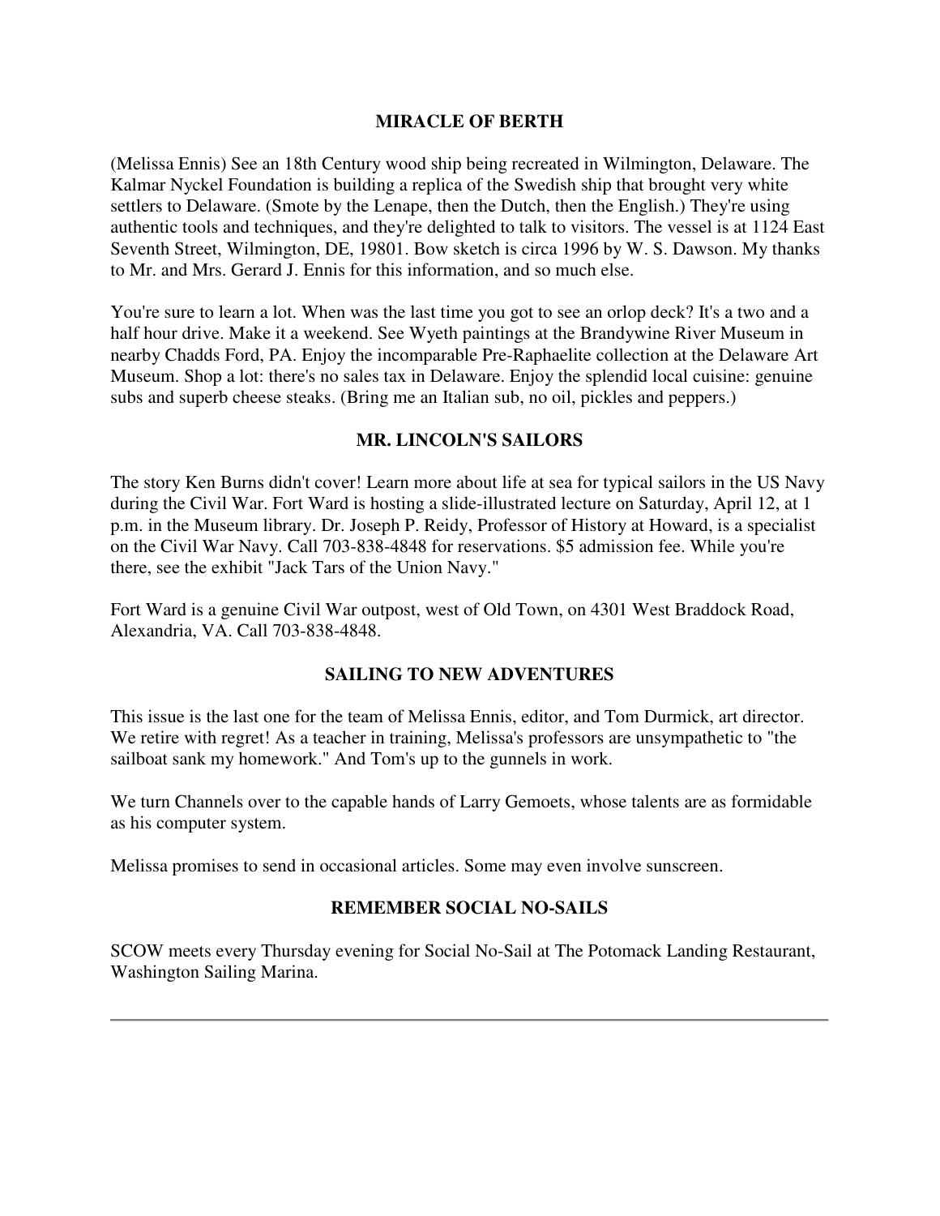## MIRACLE OF BERTH

(Melissa Ennis) See an 18th Century wood ship being recreated in Wilmington, Delaware. The Kalmar Nyckel Foundation is building a replica of the Swedish ship that brought very white settlers to Delaware. (Smote by the Lenape, then the Dutch, then the English.) They're using authentic tools and techniques, and they're delighted to talk to visitors. The vessel is at 1124 East Seventh Street, Wilmington, DE, 19801. Bow sketch is circa 1996 by W. S. Dawson. My thanks to Mr. and Mrs. Gerard J. Ennis for this information, and so much else.

You're sure to learn a lot. When was the last time you got to see an orlop deck? It's a two and a half hour drive. Make it a weekend. See Wyeth paintings at the Brandywine River Museum in nearby Chadds Ford, PA. Enjoy the incomparable Pre-Raphaelite collection at the Delaware Art Museum. Shop a lot: there's no sales tax in Delaware. Enjoy the splendid local cuisine: genuine subs and superb cheese steaks. (Bring me an Italian sub, no oil, pickles and peppers.)

## MR. LINCOLN'S SAILORS

The story Ken Burns didn't cover! Learn more about life at sea for typical sailors in the US Navy during the Civil War. Fort Ward is hosting a slide-illustrated lecture on Saturday, April 12, at 1 p.m. in the Museum library. Dr. Joseph P. Reidy, Professor of History at Howard, is a specialist on the Civil War Navy. Call 703-838-4848 for reservations. $5 admission fee. While you're there, see the exhibit "Jack Tars of the Union Navy."

Fort Ward is a genuine Civil War outpost, west of Old Town, on 4301 West Braddock Road, Alexandria, VA. Call 703-838-4848.

## SAILING TO NEW ADVENTURES

This issue is the last one for the team of Melissa Ennis, editor, and Tom Durmick, art director. We retire with regret! As a teacher in training, Melissa's professors are unsympathetic to "the sailboat sank my homework." And Tom's up to the gunnels in work.

We turn Channels over to the capable hands of Larry Gemoets, whose talents are as formidable as his computer system.

Melissa promises to send in occasional articles. Some may even involve sunscreen.

## REMEMBER SOCIAL NO-SAILS

SCOW meets every Thursday evening for Social No-Sail at The Potomack Landing Restaurant, Washington Sailing Marina.

---